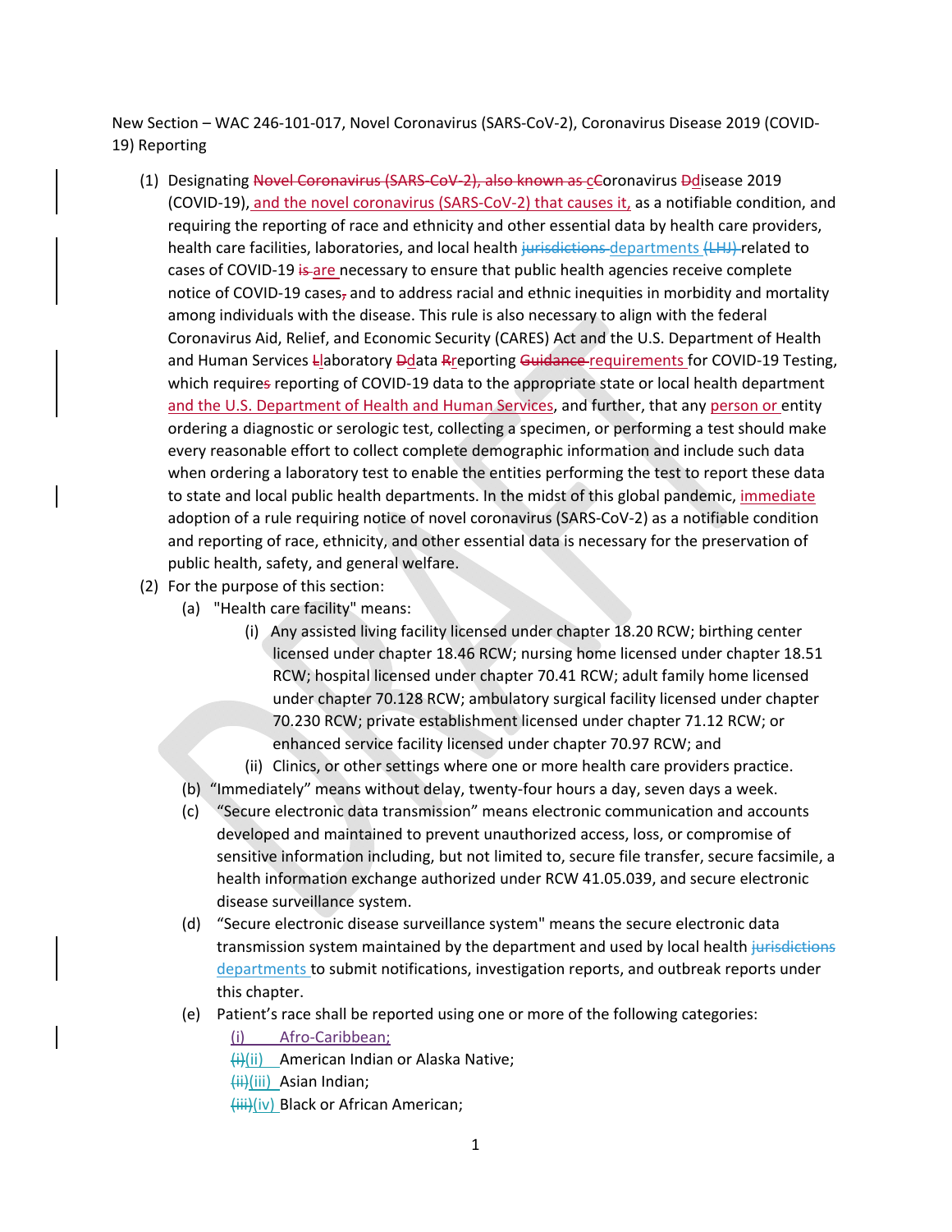New Section – WAC 246-101-017, Novel Coronavirus (SARS-CoV-2), Coronavirus Disease 2019 (COVID-19) Reporting

(1) Designating ~~Novel Coronavirus (SARS-CoV-2), also known as~~ c~~C~~oronavirus ~~D~~disease 2019 (COVID-19), and the novel coronavirus (SARS-CoV-2) that causes it, as a notifiable condition, and requiring the reporting of race and ethnicity and other essential data by health care providers, health care facilities, laboratories, and local health ~~jurisdictions~~ departments ~~(LHJ)~~ related to cases of COVID-19 ~~is~~ are necessary to ensure that public health agencies receive complete notice of COVID-19 cases~~,~~ and to address racial and ethnic inequities in morbidity and mortality among individuals with the disease. This rule is also necessary to align with the federal Coronavirus Aid, Relief, and Economic Security (CARES) Act and the U.S. Department of Health and Human Services ~~L~~laboratory ~~D~~data ~~R~~reporting ~~Guidance~~ requirements for COVID-19 Testing, which require~~s~~ reporting of COVID-19 data to the appropriate state or local health department and the U.S. Department of Health and Human Services, and further, that any person or entity ordering a diagnostic or serologic test, collecting a specimen, or performing a test should make every reasonable effort to collect complete demographic information and include such data when ordering a laboratory test to enable the entities performing the test to report these data to state and local public health departments. In the midst of this global pandemic, immediate adoption of a rule requiring notice of novel coronavirus (SARS-CoV-2) as a notifiable condition and reporting of race, ethnicity, and other essential data is necessary for the preservation of public health, safety, and general welfare.

(2) For the purpose of this section:

(a) "Health care facility" means:

(i) Any assisted living facility licensed under chapter 18.20 RCW; birthing center licensed under chapter 18.46 RCW; nursing home licensed under chapter 18.51 RCW; hospital licensed under chapter 70.41 RCW; adult family home licensed under chapter 70.128 RCW; ambulatory surgical facility licensed under chapter 70.230 RCW; private establishment licensed under chapter 71.12 RCW; or enhanced service facility licensed under chapter 70.97 RCW; and

(ii) Clinics, or other settings where one or more health care providers practice.

(b) "Immediately" means without delay, twenty-four hours a day, seven days a week.

(c) "Secure electronic data transmission" means electronic communication and accounts developed and maintained to prevent unauthorized access, loss, or compromise of sensitive information including, but not limited to, secure file transfer, secure facsimile, a health information exchange authorized under RCW 41.05.039, and secure electronic disease surveillance system.

(d) "Secure electronic disease surveillance system" means the secure electronic data transmission system maintained by the department and used by local health ~~jurisdictions~~ departments to submit notifications, investigation reports, and outbreak reports under this chapter.

(e) Patient's race shall be reported using one or more of the following categories:

(i) Afro-Caribbean;

~~(i)~~(ii) American Indian or Alaska Native;

~~(ii)~~(iii) Asian Indian;

~~(iii)~~(iv) Black or African American;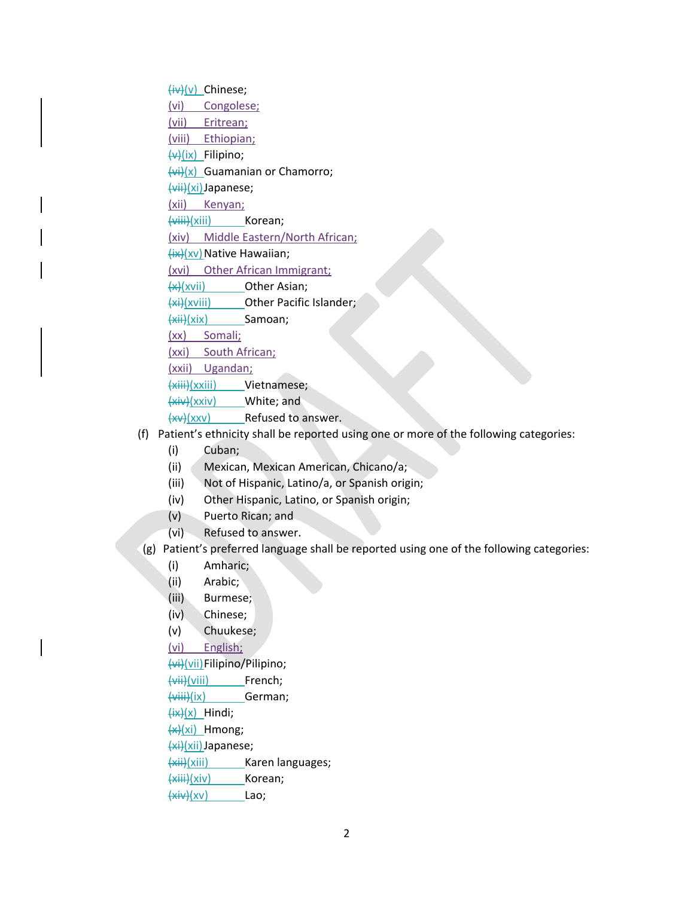- ~~(iv)~~(v) Chinese;
- (vi) Congolese;
- (vii) Eritrean;
- (viii) Ethiopian;
- ~~(v)~~(ix) Filipino;
- ~~(vi)~~(x) Guamanian or Chamorro;
- ~~(vii)~~(xi) Japanese;
- (xii) Kenyan;
- ~~(viii)~~(xiii) Korean;
- (xiv) Middle Eastern/North African;
- ~~(ix)~~(xv) Native Hawaiian;
- (xvi) Other African Immigrant;
- ~~(x)~~(xvii) Other Asian;
- ~~(xi)~~(xviii) Other Pacific Islander;
- ~~(xii)~~(xix) Samoan;
- (xx) Somali;
- (xxi) South African;
- (xxii) Ugandan;
- ~~(xiii)~~(xxiii) Vietnamese;
- ~~(xiv)~~(xxiv) White; and
- ~~(xv)~~(xxv) Refused to answer.

(f) Patient's ethnicity shall be reported using one or more of the following categories:

- (i) Cuban;
- (ii) Mexican, Mexican American, Chicano/a;
- (iii) Not of Hispanic, Latino/a, or Spanish origin;
- (iv) Other Hispanic, Latino, or Spanish origin;
- (v) Puerto Rican; and
- (vi) Refused to answer.

(g) Patient's preferred language shall be reported using one of the following categories:

- (i) Amharic;
- (ii) Arabic;
- (iii) Burmese;
- (iv) Chinese;
- (v) Chuukese;
- (vi) English;
- ~~(vi)~~(vii) Filipino/Pilipino;
- ~~(vii)~~(viii) French;
- ~~(viii)~~(ix) German;
- ~~(ix)~~(x) Hindi;
- ~~(x)~~(xi) Hmong;
- ~~(xi)~~(xii) Japanese;
- ~~(xii)~~(xiii) Karen languages;
- ~~(xiii)~~(xiv) Korean;
- ~~(xiv)~~(xv) Lao;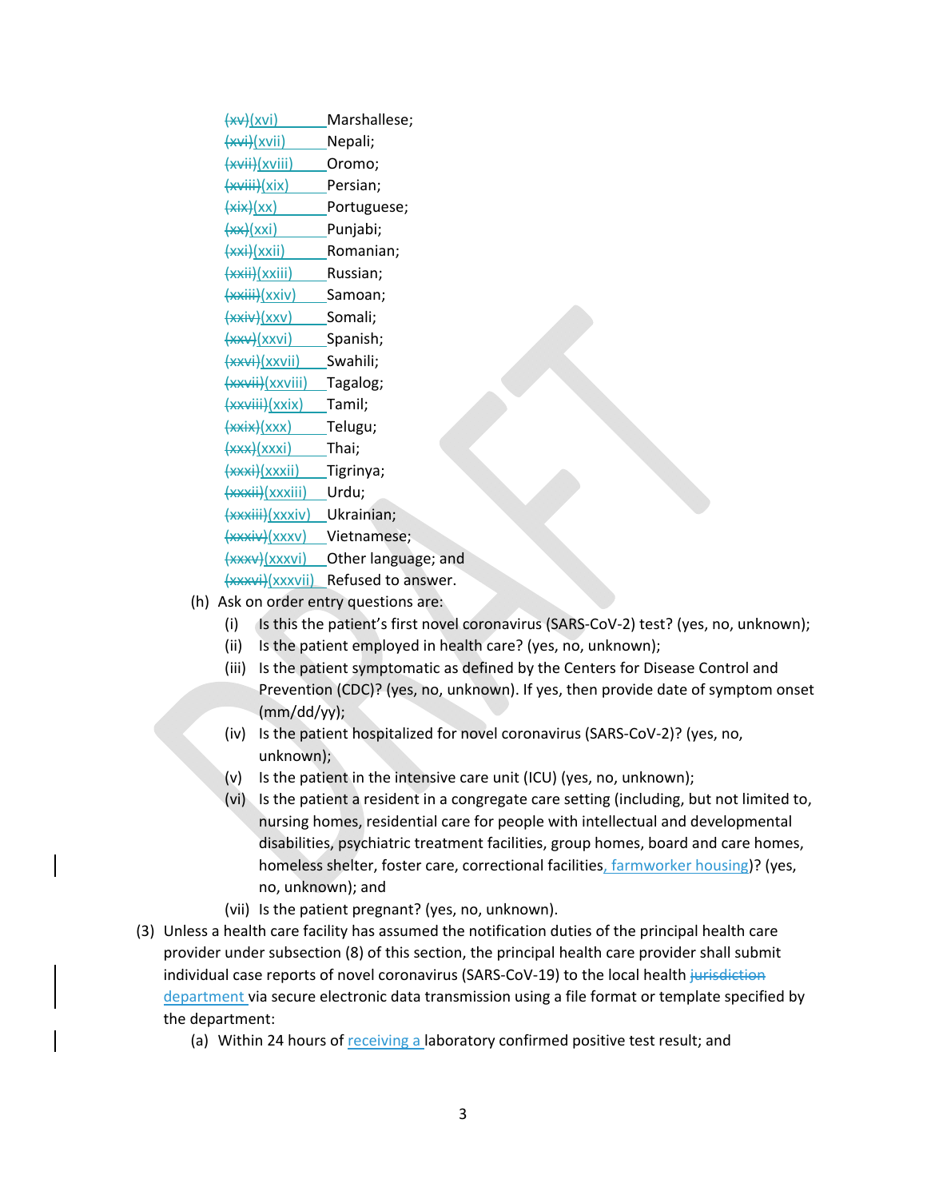~~(xv)~~(xvi) Marshallese;
~~(xvi)~~(xvii) Nepali;
~~(xvii)~~(xviii) Oromo;
~~(xviii)~~(xix) Persian;
~~(xix)~~(xx) Portuguese;
~~(xx)~~(xxi) Punjabi;
~~(xxi)~~(xxii) Romanian;
~~(xxii)~~(xxiii) Russian;
~~(xxiii)~~(xxiv) Samoan;
~~(xxiv)~~(xxv) Somali;
~~(xxv)~~(xxvi) Spanish;
~~(xxvi)~~(xxvii) Swahili;
~~(xxvii)~~(xxviii) Tagalog;
~~(xxviii)~~(xxix) Tamil;
~~(xxix)~~(xxx) Telugu;
~~(xxx)~~(xxxi) Thai;
~~(xxxi)~~(xxxii) Tigrinya;
~~(xxxii)~~(xxxiii) Urdu;
~~(xxxiii)~~(xxxiv) Ukrainian;
~~(xxxiv)~~(xxxv) Vietnamese;
~~(xxxv)~~(xxxvi) Other language; and
~~(xxxvi)~~(xxxvii) Refused to answer.

(h) Ask on order entry questions are:

(i) Is this the patient's first novel coronavirus (SARS-CoV-2) test? (yes, no, unknown);

(ii) Is the patient employed in health care? (yes, no, unknown);

(iii) Is the patient symptomatic as defined by the Centers for Disease Control and Prevention (CDC)? (yes, no, unknown). If yes, then provide date of symptom onset (mm/dd/yy);

(iv) Is the patient hospitalized for novel coronavirus (SARS-CoV-2)? (yes, no, unknown);

(v) Is the patient in the intensive care unit (ICU) (yes, no, unknown);

(vi) Is the patient a resident in a congregate care setting (including, but not limited to, nursing homes, residential care for people with intellectual and developmental disabilities, psychiatric treatment facilities, group homes, board and care homes, homeless shelter, foster care, correctional facilities, farmworker housing)? (yes, no, unknown); and

(vii) Is the patient pregnant? (yes, no, unknown).

(3) Unless a health care facility has assumed the notification duties of the principal health care provider under subsection (8) of this section, the principal health care provider shall submit individual case reports of novel coronavirus (SARS-CoV-19) to the local health ~~jurisdiction~~ department via secure electronic data transmission using a file format or template specified by the department:

(a) Within 24 hours of receiving a laboratory confirmed positive test result; and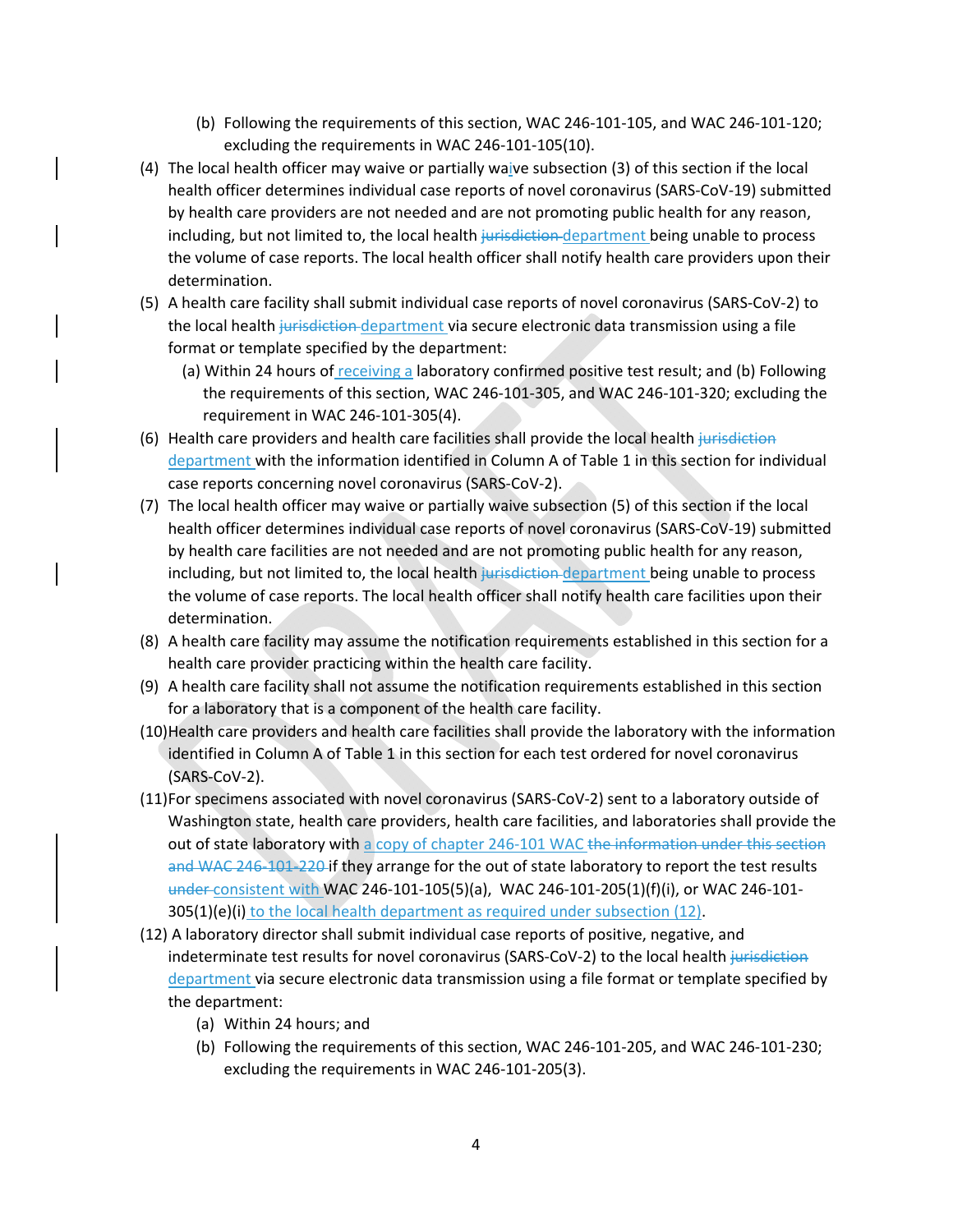(b) Following the requirements of this section, WAC 246-101-105, and WAC 246-101-120; excluding the requirements in WAC 246-101-105(10).

(4) The local health officer may waive or partially waive subsection (3) of this section if the local health officer determines individual case reports of novel coronavirus (SARS-CoV-19) submitted by health care providers are not needed and are not promoting public health for any reason, including, but not limited to, the local health ~~jurisdiction~~ department being unable to process the volume of case reports. The local health officer shall notify health care providers upon their determination.

(5) A health care facility shall submit individual case reports of novel coronavirus (SARS-CoV-2) to the local health ~~jurisdiction~~ department via secure electronic data transmission using a file format or template specified by the department:

   (a) Within 24 hours of receiving a laboratory confirmed positive test result; and (b) Following the requirements of this section, WAC 246-101-305, and WAC 246-101-320; excluding the requirement in WAC 246-101-305(4).

(6) Health care providers and health care facilities shall provide the local health ~~jurisdiction~~ department with the information identified in Column A of Table 1 in this section for individual case reports concerning novel coronavirus (SARS-CoV-2).

(7) The local health officer may waive or partially waive subsection (5) of this section if the local health officer determines individual case reports of novel coronavirus (SARS-CoV-19) submitted by health care facilities are not needed and are not promoting public health for any reason, including, but not limited to, the local health ~~jurisdiction~~ department being unable to process the volume of case reports. The local health officer shall notify health care facilities upon their determination.

(8) A health care facility may assume the notification requirements established in this section for a health care provider practicing within the health care facility.

(9) A health care facility shall not assume the notification requirements established in this section for a laboratory that is a component of the health care facility.

(10) Health care providers and health care facilities shall provide the laboratory with the information identified in Column A of Table 1 in this section for each test ordered for novel coronavirus (SARS-CoV-2).

(11) For specimens associated with novel coronavirus (SARS-CoV-2) sent to a laboratory outside of Washington state, health care providers, health care facilities, and laboratories shall provide the out of state laboratory with a copy of chapter 246-101 WAC ~~the information under this section and WAC 246-101-220~~ if they arrange for the out of state laboratory to report the test results ~~under~~ consistent with WAC 246-101-105(5)(a), WAC 246-101-205(1)(f)(i), or WAC 246-101-305(1)(e)(i) to the local health department as required under subsection (12).

(12) A laboratory director shall submit individual case reports of positive, negative, and indeterminate test results for novel coronavirus (SARS-CoV-2) to the local health ~~jurisdiction~~ department via secure electronic data transmission using a file format or template specified by the department:

   (a) Within 24 hours; and

   (b) Following the requirements of this section, WAC 246-101-205, and WAC 246-101-230; excluding the requirements in WAC 246-101-205(3).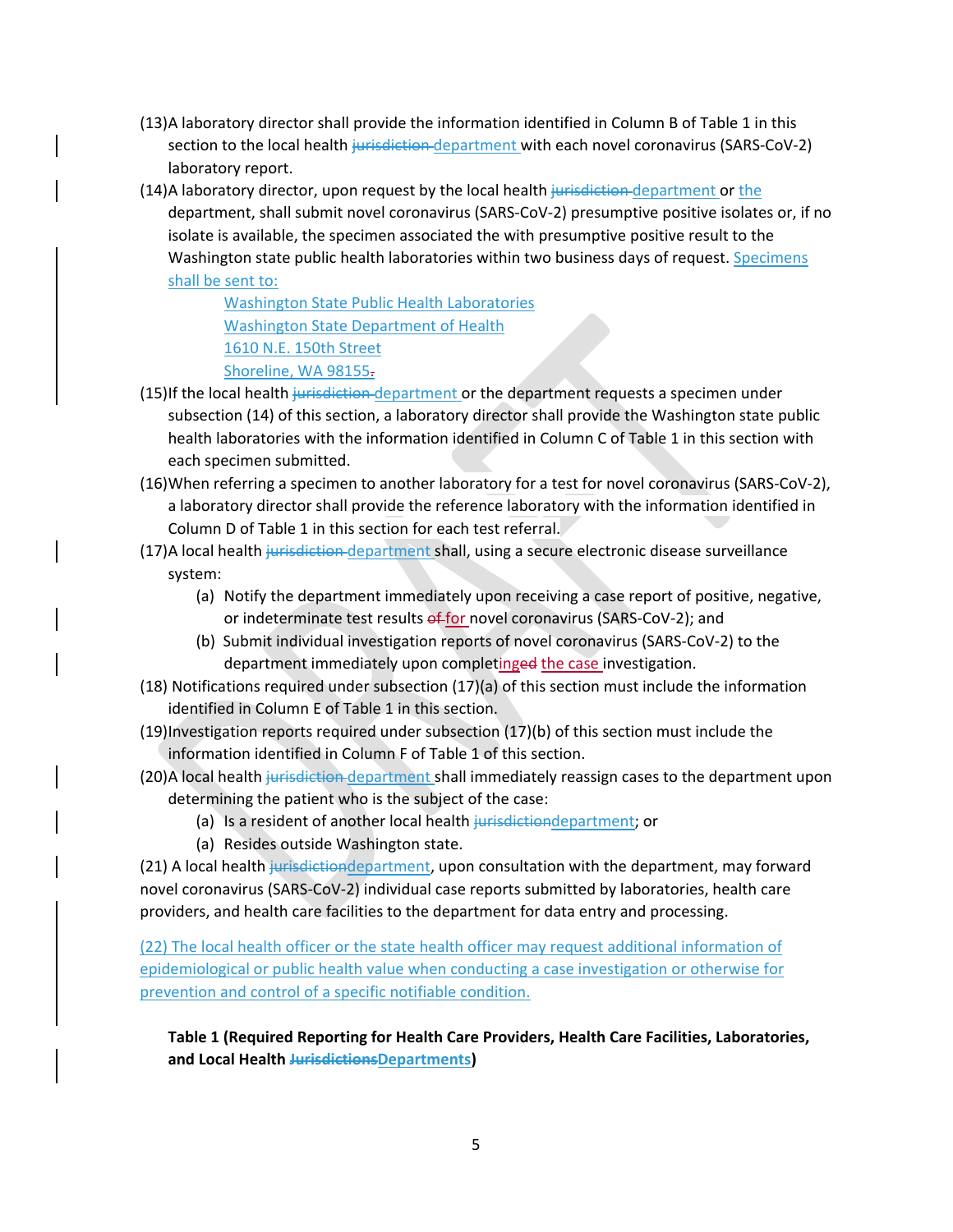(13) A laboratory director shall provide the information identified in Column B of Table 1 in this section to the local health ~~jurisdiction~~ department with each novel coronavirus (SARS-CoV-2) laboratory report.

(14) A laboratory director, upon request by the local health ~~jurisdiction~~ department or the department, shall submit novel coronavirus (SARS-CoV-2) presumptive positive isolates or, if no isolate is available, the specimen associated the with presumptive positive result to the Washington state public health laboratories within two business days of request. Specimens shall be sent to:

   Washington State Public Health Laboratories
   Washington State Department of Health
   1610 N.E. 150th Street
   Shoreline, WA 98155~~.~~

(15) If the local health ~~jurisdiction~~ department or the department requests a specimen under subsection (14) of this section, a laboratory director shall provide the Washington state public health laboratories with the information identified in Column C of Table 1 in this section with each specimen submitted.

(16) When referring a specimen to another laboratory for a test for novel coronavirus (SARS-CoV-2), a laboratory director shall provide the reference laboratory with the information identified in Column D of Table 1 in this section for each test referral.

(17) A local health ~~jurisdiction~~ department shall, using a secure electronic disease surveillance system:

   (a) Notify the department immediately upon receiving a case report of positive, negative, or indeterminate test results ~~of~~ for novel coronavirus (SARS-CoV-2); and

   (b) Submit individual investigation reports of novel coronavirus (SARS-CoV-2) to the department immediately upon completinge~~d~~ the case investigation.

(18) Notifications required under subsection (17)(a) of this section must include the information identified in Column E of Table 1 in this section.

(19) Investigation reports required under subsection (17)(b) of this section must include the information identified in Column F of Table 1 of this section.

(20) A local health ~~jurisdiction~~ department shall immediately reassign cases to the department upon determining the patient who is the subject of the case:

   (a) Is a resident of another local health ~~jurisdiction~~department; or

   (a) Resides outside Washington state.

(21) A local health ~~jurisdiction~~department, upon consultation with the department, may forward novel coronavirus (SARS-CoV-2) individual case reports submitted by laboratories, health care providers, and health care facilities to the department for data entry and processing.

(22) The local health officer or the state health officer may request additional information of epidemiological or public health value when conducting a case investigation or otherwise for prevention and control of a specific notifiable condition.

**Table 1 (Required Reporting for Health Care Providers, Health Care Facilities, Laboratories, and Local Health ~~Jurisdictions~~Departments)**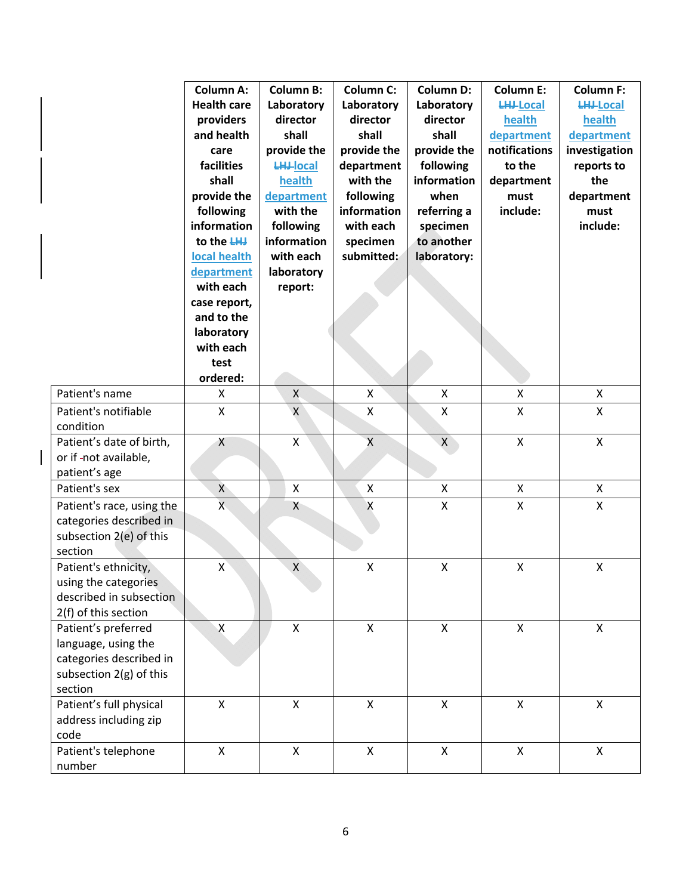| | Column A: Health care providers and health care facilities shall provide the following information to the ~~LHJ~~ local health department with each case report, and to the laboratory with each test ordered: | Column B: Laboratory director shall provide the ~~LHJ~~ local health department with the following information with each laboratory report: | Column C: Laboratory director shall provide the department with the following information with each specimen submitted: | Column D: Laboratory director shall provide the following information when referring a specimen to another laboratory: | Column E: ~~LHJ~~ Local health department notifications to the department must include: | Column F: ~~LHJ~~ Local health department investigation reports to the department must include: |
|---|---|---|---|---|---|---|
| Patient's name | X | X | X | X | X | X |
| Patient's notifiable condition | X | X | X | X | X | X |
| Patient’s date of birth, or if not available, patient’s age | X | X | X | X | X | X |
| Patient's sex | X | X | X | X | X | X |
| Patient's race, using the categories described in subsection 2(e) of this section | X | X | X | X | X | X |
| Patient's ethnicity, using the categories described in subsection 2(f) of this section | X | X | X | X | X | X |
| Patient’s preferred language, using the categories described in subsection 2(g) of this section | X | X | X | X | X | X |
| Patient’s full physical address including zip code | X | X | X | X | X | X |
| Patient's telephone number | X | X | X | X | X | X |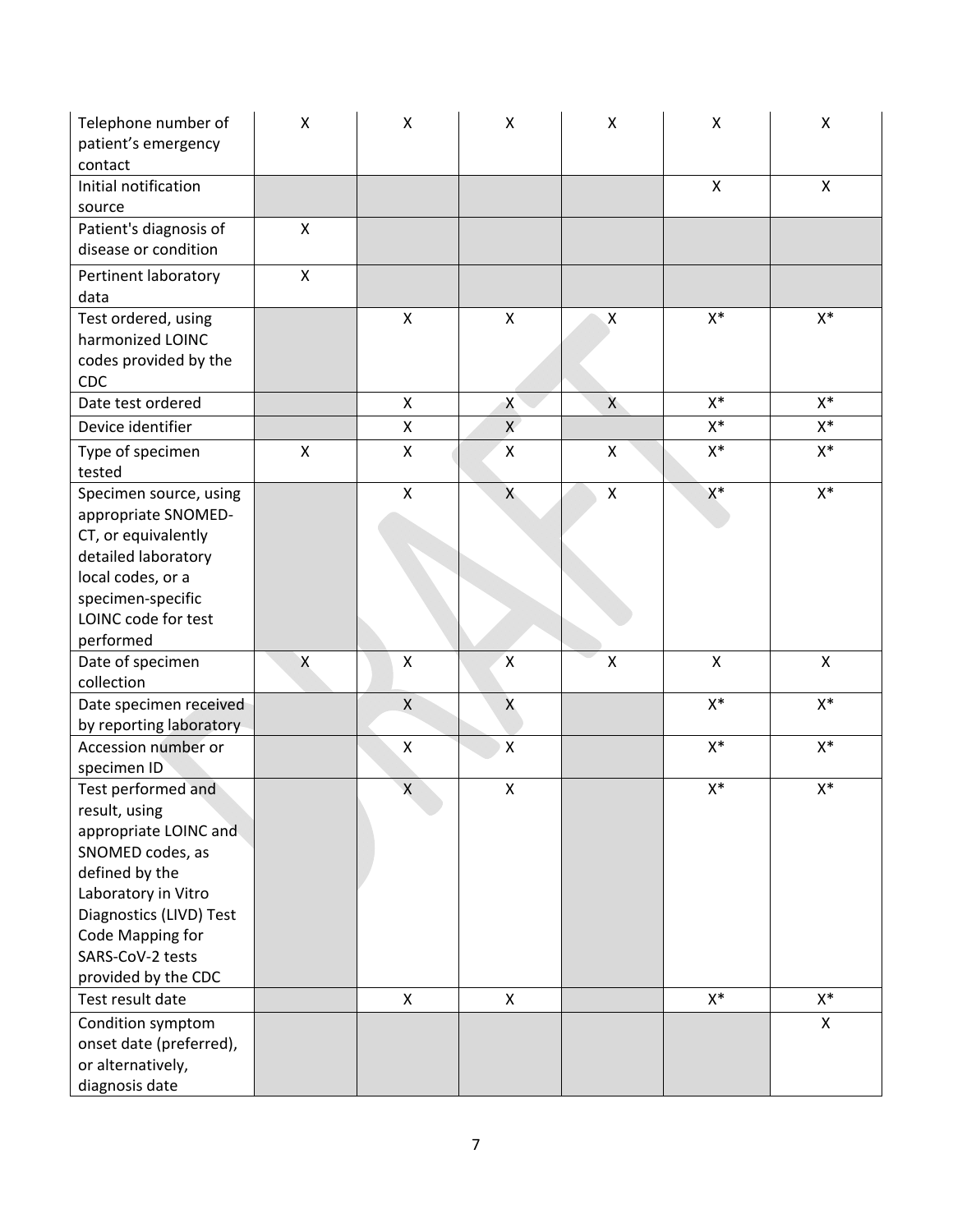| | | | | | | |
|---|---|---|---|---|---|---|
| Telephone number of patient's emergency contact | X | X | X | X | X | X |
| Initial notification source | | | | | X | X |
| Patient's diagnosis of disease or condition | X | | | | | |
| Pertinent laboratory data | X | | | | | |
| Test ordered, using harmonized LOINC codes provided by the CDC | | X | X | X | X* | X* |
| Date test ordered | | X | X | X | X* | X* |
| Device identifier | | X | X | | X* | X* |
| Type of specimen tested | X | X | X | X | X* | X* |
| Specimen source, using appropriate SNOMED-CT, or equivalently detailed laboratory local codes, or a specimen-specific LOINC code for test performed | | X | X | X | X* | X* |
| Date of specimen collection | X | X | X | X | X | X |
| Date specimen received by reporting laboratory | | X | X | | X* | X* |
| Accession number or specimen ID | | X | X | | X* | X* |
| Test performed and result, using appropriate LOINC and SNOMED codes, as defined by the Laboratory in Vitro Diagnostics (LIVD) Test Code Mapping for SARS-CoV-2 tests provided by the CDC | | X | X | | X* | X* |
| Test result date | | X | X | | X* | X* |
| Condition symptom onset date (preferred), or alternatively, diagnosis date | | | | | | X |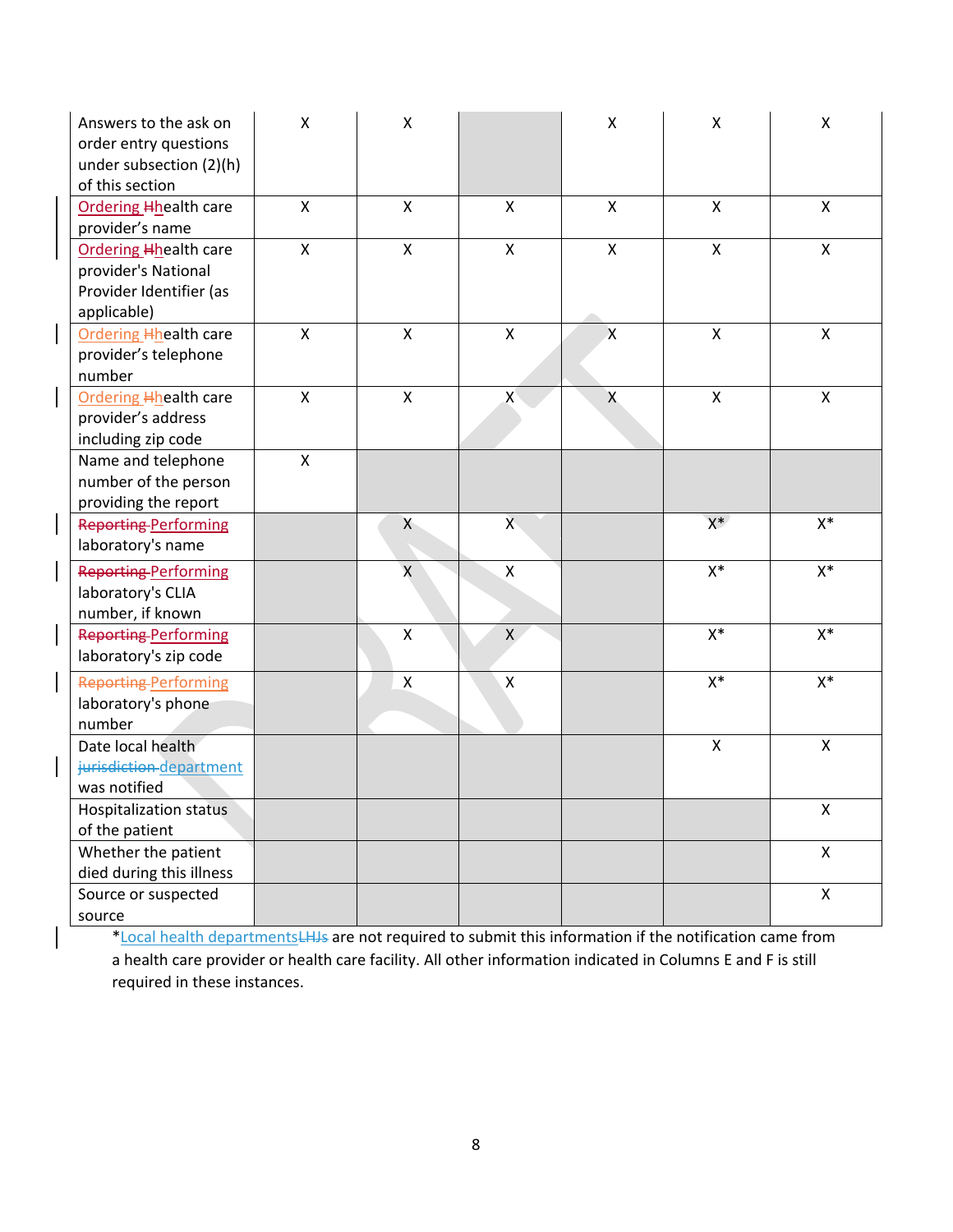| | | | | | | |
|---|---|---|---|---|---|---|
| Answers to the ask on order entry questions under subsection (2)(h) of this section | X | X | | X | X | X |
| Ordering ~~H~~health care provider's name | X | X | X | X | X | X |
| Ordering ~~H~~health care provider's National Provider Identifier (as applicable) | X | X | X | X | X | X |
| Ordering ~~H~~health care provider's telephone number | X | X | X | X | X | X |
| Ordering ~~H~~health care provider's address including zip code | X | X | X | X | X | X |
| Name and telephone number of the person providing the report | X | | | | | |
| ~~Reporting~~ Performing laboratory's name | | X | X | | X* | X* |
| ~~Reporting~~ Performing laboratory's CLIA number, if known | | X | X | | X* | X* |
| ~~Reporting~~ Performing laboratory's zip code | | X | X | | X* | X* |
| ~~Reporting~~ Performing laboratory's phone number | | X | X | | X* | X* |
| Date local health ~~jurisdiction~~ department was notified | | | | | X | X |
| Hospitalization status of the patient | | | | | | X |
| Whether the patient died during this illness | | | | | | X |
| Source or suspected source | | | | | | X |

*Local health departments~~LHJs~~ are not required to submit this information if the notification came from a health care provider or health care facility. All other information indicated in Columns E and F is still required in these instances.